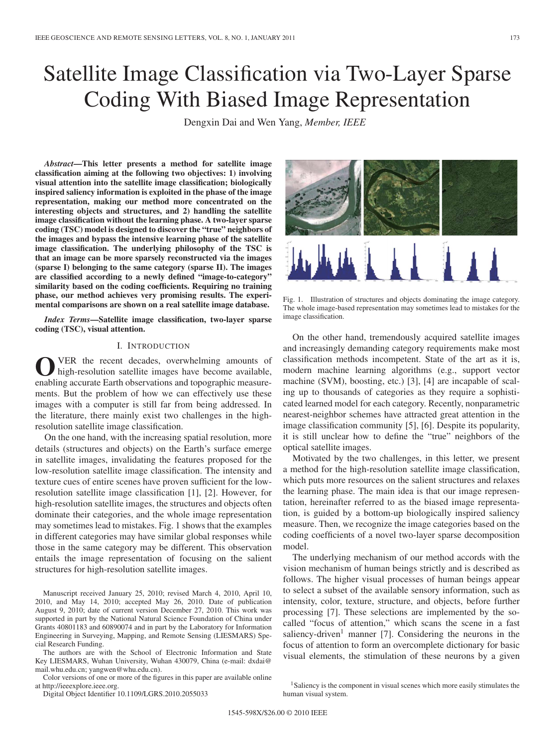# Satellite Image Classification via Two-Layer Sparse Coding With Biased Image Representation

Dengxin Dai and Wen Yang, *Member, IEEE*

***Abstract*—This letter presents a method for satellite image classification aiming at the following two objectives: 1) involving visual attention into the satellite image classification; biologically inspired saliency information is exploited in the phase of the image representation, making our method more concentrated on the interesting objects and structures, and 2) handling the satellite image classification without the learning phase. A two-layer sparse coding (TSC) model is designed to discover the "true" neighbors of the images and bypass the intensive learning phase of the satellite image classification. The underlying philosophy of the TSC is that an image can be more sparsely reconstructed via the images (sparse I) belonging to the same category (sparse II). The images are classified according to a newly defined "image-to-category" similarity based on the coding coefficients. Requiring no training phase, our method achieves very promising results. The experimental comparisons are shown on a real satellite image database.**

***Index Terms*—Satellite image classification, two-layer sparse coding (TSC), visual attention.**

## I. Introduction

OVER the recent decades, overwhelming amounts of high-resolution satellite images have become available, enabling accurate Earth observations and topographic measurements. But the problem of how we can effectively use these images with a computer is still far from being addressed. In the literature, there mainly exist two challenges in the high-resolution satellite image classification.

On the one hand, with the increasing spatial resolution, more details (structures and objects) on the Earth's surface emerge in satellite images, invalidating the features proposed for the low-resolution satellite image classification. The intensity and texture cues of entire scenes have proven sufficient for the low-resolution satellite image classification [1], [2]. However, for high-resolution satellite images, the structures and objects often dominate their categories, and the whole image representation may sometimes lead to mistakes. Fig. 1 shows that the examples in different categories may have similar global responses while those in the same category may be different. This observation entails the image representation of focusing on the salient structures for high-resolution satellite images.

Fig. 1. Illustration of structures and objects dominating the image category. The whole image-based representation may sometimes lead to mistakes for the image classification.

On the other hand, tremendously acquired satellite images and increasingly demanding category requirements make most classification methods incompetent. State of the art as it is, modern machine learning algorithms (e.g., support vector machine (SVM), boosting, etc.) [3], [4] are incapable of scaling up to thousands of categories as they require a sophisticated learned model for each category. Recently, nonparametric nearest-neighbor schemes have attracted great attention in the image classification community [5], [6]. Despite its popularity, it is still unclear how to define the "true" neighbors of the optical satellite images.

Motivated by the two challenges, in this letter, we present a method for the high-resolution satellite image classification, which puts more resources on the salient structures and relaxes the learning phase. The main idea is that our image representation, hereinafter referred to as the biased image representation, is guided by a bottom-up biologically inspired saliency measure. Then, we recognize the image categories based on the coding coefficients of a novel two-layer sparse decomposition model.

The underlying mechanism of our method accords with the vision mechanism of human beings strictly and is described as follows. The higher visual processes of human beings appear to select a subset of the available sensory information, such as intensity, color, texture, structure, and objects, before further processing [7]. These selections are implemented by the so-called "focus of attention," which scans the scene in a fast saliency-driven[1] manner [7]. Considering the neurons in the focus of attention to form an overcomplete dictionary for basic visual elements, the stimulation of these neurons by a given

[1] Saliency is the component in visual scenes which more easily stimulates the human visual system.

Manuscript received January 25, 2010; revised March 4, 2010, April 10, 2010, and May 14, 2010; accepted May 26, 2010. Date of publication August 9, 2010; date of current version December 27, 2010. This work was supported in part by the National Natural Science Foundation of China under Grants 40801183 and 60890074 and in part by the Laboratory for Information Engineering in Surveying, Mapping, and Remote Sensing (LIESMARS) Special Research Funding.

The authors are with the School of Electronic Information and State Key LIESMARS, Wuhan University, Wuhan 430079, China (e-mail: dxdai@mail.whu.edu.cn; yangwen@whu.edu.cn).

Color versions of one or more of the figures in this paper are available online at http://ieeexplore.ieee.org.

Digital Object Identifier 10.1109/LGRS.2010.2055033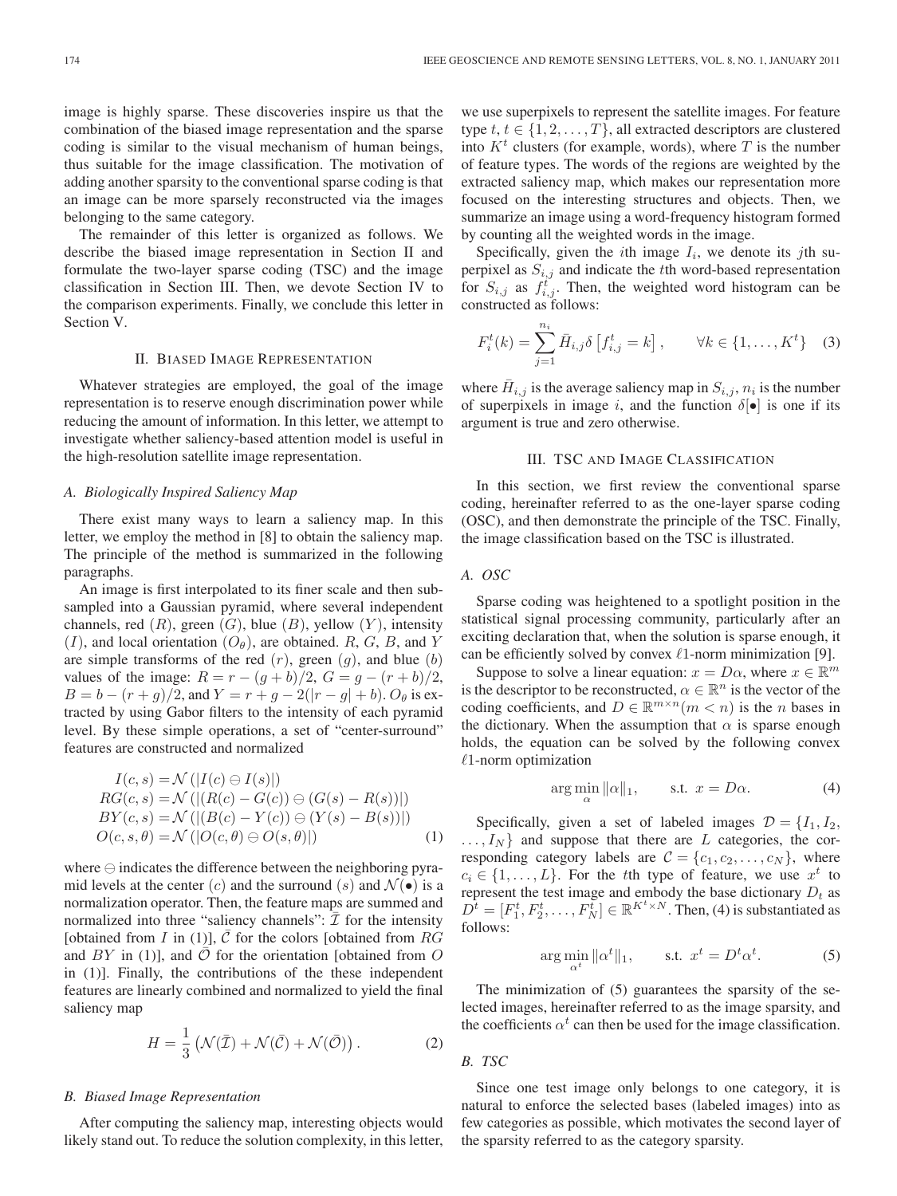image is highly sparse. These discoveries inspire us that the combination of the biased image representation and the sparse coding is similar to the visual mechanism of human beings, thus suitable for the image classification. The motivation of adding another sparsity to the conventional sparse coding is that an image can be more sparsely reconstructed via the images belonging to the same category.

The remainder of this letter is organized as follows. We describe the biased image representation in Section II and formulate the two-layer sparse coding (TSC) and the image classification in Section III. Then, we devote Section IV to the comparison experiments. Finally, we conclude this letter in Section V.

## II. Biased Image Representation

Whatever strategies are employed, the goal of the image representation is to reserve enough discrimination power while reducing the amount of information. In this letter, we attempt to investigate whether saliency-based attention model is useful in the high-resolution satellite image representation.

### A. Biologically Inspired Saliency Map

There exist many ways to learn a saliency map. In this letter, we employ the method in [8] to obtain the saliency map. The principle of the method is summarized in the following paragraphs.

An image is first interpolated to its finer scale and then subsampled into a Gaussian pyramid, where several independent channels, red ($R$), green ($G$), blue ($B$), yellow ($Y$), intensity ($I$), and local orientation ($O_\theta$), are obtained. $R$, $G$, $B$, and $Y$ are simple transforms of the red ($r$), green ($g$), and blue ($b$) values of the image: $R = r - (g + b)/2$, $G = g - (r + b)/2$, $B = b - (r + g)/2$, and $Y = r + g - 2(|r - g| + b)$. $O_\theta$ is extracted by using Gabor filters to the intensity of each pyramid level. By these simple operations, a set of "center-surround" features are constructed and normalized

$$
\begin{aligned}
I(c, s) &= \mathcal{N}\left(|I(c) \ominus I(s)|\right)\\
RG(c, s) &= \mathcal{N}\left(|(R(c) - G(c)) \ominus (G(s) - R(s))|\right)\\
BY(c, s) &= \mathcal{N}\left(|(B(c) - Y(c)) \ominus (Y(s) - B(s))|\right)\\
O(c, s, \theta) &= \mathcal{N}\left(|O(c, \theta) \ominus O(s, \theta)|\right)
\end{aligned}
\tag{1}
$$

where $\ominus$ indicates the difference between the neighboring pyramid levels at the center ($c$) and the surround ($s$) and $\mathcal{N}(\bullet)$ is a normalization operator. Then, the feature maps are summed and normalized into three "saliency channels": $\bar{\mathcal{I}}$ for the intensity [obtained from $I$ in (1)], $\bar{\mathcal{C}}$ for the colors [obtained from $RG$ and $BY$ in (1)], and $\bar{\mathcal{O}}$ for the orientation [obtained from $O$ in (1)]. Finally, the contributions of the these independent features are linearly combined and normalized to yield the final saliency map

$$
H = \frac{1}{3}\left(\mathcal{N}(\bar{\mathcal{I}}) + \mathcal{N}(\bar{\mathcal{C}}) + \mathcal{N}(\bar{\mathcal{O}})\right). \tag{2}
$$

### B. Biased Image Representation

After computing the saliency map, interesting objects would likely stand out. To reduce the solution complexity, in this letter, we use superpixels to represent the satellite images. For feature type $t$, $t \in \{1, 2, \ldots, T\}$, all extracted descriptors are clustered into $K^t$ clusters (for example, words), where $T$ is the number of feature types. The words of the regions are weighted by the extracted saliency map, which makes our representation more focused on the interesting structures and objects. Then, we summarize an image using a word-frequency histogram formed by counting all the weighted words in the image.

Specifically, given the $i$th image $I_i$, we denote its $j$th superpixel as $S_{i,j}$ and indicate the $t$th word-based representation for $S_{i,j}$ as $f_{i,j}^t$. Then, the weighted word histogram can be constructed as follows:

$$
F_i^t(k) = \sum_{j=1}^{n_i} \bar{H}_{i,j} \delta\left[f_{i,j}^t = k\right], \qquad \forall k \in \{1, \ldots, K^t\} \tag{3}
$$

where $\bar{H}_{i,j}$ is the average saliency map in $S_{i,j}$, $n_i$ is the number of superpixels in image $i$, and the function $\delta[\bullet]$ is one if its argument is true and zero otherwise.

## III. TSC and Image Classification

In this section, we first review the conventional sparse coding, hereinafter referred to as the one-layer sparse coding (OSC), and then demonstrate the principle of the TSC. Finally, the image classification based on the TSC is illustrated.

### A. OSC

Sparse coding was heightened to a spotlight position in the statistical signal processing community, particularly after an exciting declaration that, when the solution is sparse enough, it can be efficiently solved by convex $\ell 1$-norm minimization [9].

Suppose to solve a linear equation: $x = D\alpha$, where $x \in \mathbb{R}^m$ is the descriptor to be reconstructed, $\alpha \in \mathbb{R}^n$ is the vector of the coding coefficients, and $D \in \mathbb{R}^{m \times n} (m < n)$ is the $n$ bases in the dictionary. When the assumption that $\alpha$ is sparse enough holds, the equation can be solved by the following convex $\ell 1$-norm optimization

$$
\arg\min_{\alpha} \|\alpha\|_1, \qquad \text{s.t. } x = D\alpha. \tag{4}
$$

Specifically, given a set of labeled images $\mathcal{D} = \{I_1, I_2, \ldots, I_N\}$ and suppose that there are $L$ categories, the corresponding category labels are $\mathcal{C} = \{c_1, c_2, \ldots, c_N\}$, where $c_i \in \{1, \ldots, L\}$. For the $t$th type of feature, we use $x^t$ to represent the test image and embody the base dictionary $D_t$ as $D^t = [F_1^t, F_2^t, \ldots, F_N^t] \in \mathbb{R}^{K^t \times N}$. Then, (4) is substantiated as follows:

$$
\arg\min_{\alpha^t} \|\alpha^t\|_1, \qquad \text{s.t. } x^t = D^t\alpha^t. \tag{5}
$$

The minimization of (5) guarantees the sparsity of the selected images, hereinafter referred to as the image sparsity, and the coefficients $\alpha^t$ can then be used for the image classification.

### B. TSC

Since one test image only belongs to one category, it is natural to enforce the selected bases (labeled images) into as few categories as possible, which motivates the second layer of the sparsity referred to as the category sparsity.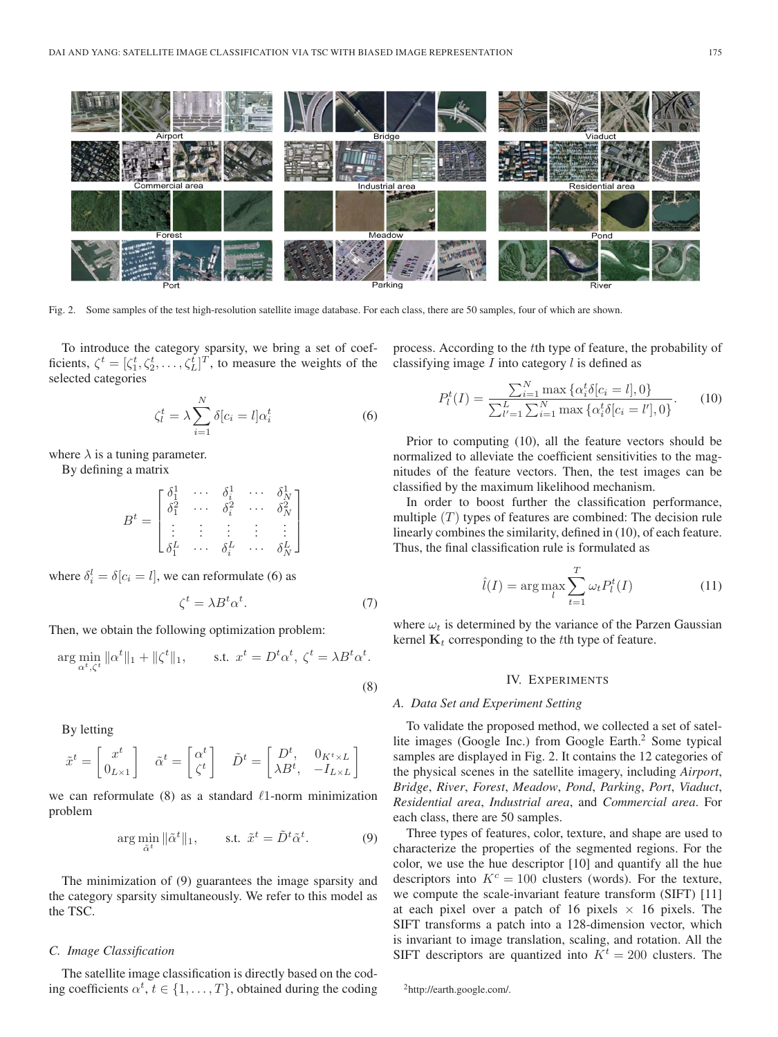Fig. 2. Some samples of the test high-resolution satellite image database. For each class, there are 50 samples, four of which are shown.

To introduce the category sparsity, we bring a set of coefficients, $\zeta^t = [\zeta_1^t, \zeta_2^t, \ldots, \zeta_L^t]^T$, to measure the weights of the selected categories

$$\zeta_l^t = \lambda \sum_{i=1}^{N} \delta[c_i = l] \alpha_i^t \tag{6}$$

where $\lambda$ is a tuning parameter.

By defining a matrix

$$B^t = \begin{bmatrix} \delta_1^1 & \cdots & \delta_i^1 & \cdots & \delta_N^1 \\ \delta_1^2 & \cdots & \delta_i^2 & \cdots & \delta_N^2 \\ \vdots & \vdots & \vdots & \vdots & \vdots \\ \delta_1^L & \cdots & \delta_i^L & \cdots & \delta_N^L \end{bmatrix}$$

where $\delta_i^l = \delta[c_i = l]$, we can reformulate (6) as

$$\zeta^t = \lambda B^t \alpha^t. \tag{7}$$

Then, we obtain the following optimization problem:

$$\arg\min_{\alpha^t, \zeta^t} \|\alpha^t\|_1 + \|\zeta^t\|_1, \qquad \text{s.t. } x^t = D^t \alpha^t,\ \zeta^t = \lambda B^t \alpha^t. \tag{8}$$

By letting

$$\tilde{x}^t = \begin{bmatrix} x^t \\ 0_{L \times 1} \end{bmatrix} \quad \tilde{\alpha}^t = \begin{bmatrix} \alpha^t \\ \zeta^t \end{bmatrix} \quad \tilde{D}^t = \begin{bmatrix} D^t, & 0_{K^t \times L} \\ \lambda B^t, & -I_{L \times L} \end{bmatrix}$$

we can reformulate (8) as a standard $\ell 1$-norm minimization problem

$$\arg\min_{\tilde{\alpha}^t} \|\tilde{\alpha}^t\|_1, \qquad \text{s.t. } \tilde{x}^t = \tilde{D}^t \tilde{\alpha}^t. \tag{9}$$

The minimization of (9) guarantees the image sparsity and the category sparsity simultaneously. We refer to this model as the TSC.

### C. Image Classification

The satellite image classification is directly based on the coding coefficients $\alpha^t$, $t \in \{1, \ldots, T\}$, obtained during the coding process. According to the $t$th type of feature, the probability of classifying image $I$ into category $l$ is defined as

$$P_l^t(I) = \frac{\sum_{i=1}^{N} \max\{\alpha_i^t \delta[c_i = l], 0\}}{\sum_{l'=1}^{L} \sum_{i=1}^{N} \max\{\alpha_i^t \delta[c_i = l'], 0\}}. \tag{10}$$

Prior to computing (10), all the feature vectors should be normalized to alleviate the coefficient sensitivities to the magnitudes of the feature vectors. Then, the test images can be classified by the maximum likelihood mechanism.

In order to boost further the classification performance, multiple $(T)$ types of features are combined: The decision rule linearly combines the similarity, defined in (10), of each feature. Thus, the final classification rule is formulated as

$$\hat{l}(I) = \arg\max_l \sum_{t=1}^{T} \omega_t P_l^t(I) \tag{11}$$

where $\omega_t$ is determined by the variance of the Parzen Gaussian kernel $\mathbf{K}_t$ corresponding to the $t$th type of feature.

## IV. Experiments

### A. Data Set and Experiment Setting

To validate the proposed method, we collected a set of satellite images (Google Inc.) from Google Earth.[2] Some typical samples are displayed in Fig. 2. It contains the 12 categories of the physical scenes in the satellite imagery, including *Airport*, *Bridge*, *River*, *Forest*, *Meadow*, *Pond*, *Parking*, *Port*, *Viaduct*, *Residential area*, *Industrial area*, and *Commercial area*. For each class, there are 50 samples.

Three types of features, color, texture, and shape are used to characterize the properties of the segmented regions. For the color, we use the hue descriptor [10] and quantify all the hue descriptors into $K^c = 100$ clusters (words). For the texture, we compute the scale-invariant feature transform (SIFT) [11] at each pixel over a patch of 16 pixels × 16 pixels. The SIFT transforms a patch into a 128-dimension vector, which is invariant to image translation, scaling, and rotation. All the SIFT descriptors are quantized into $K^t = 200$ clusters. The

[2] http://earth.google.com/.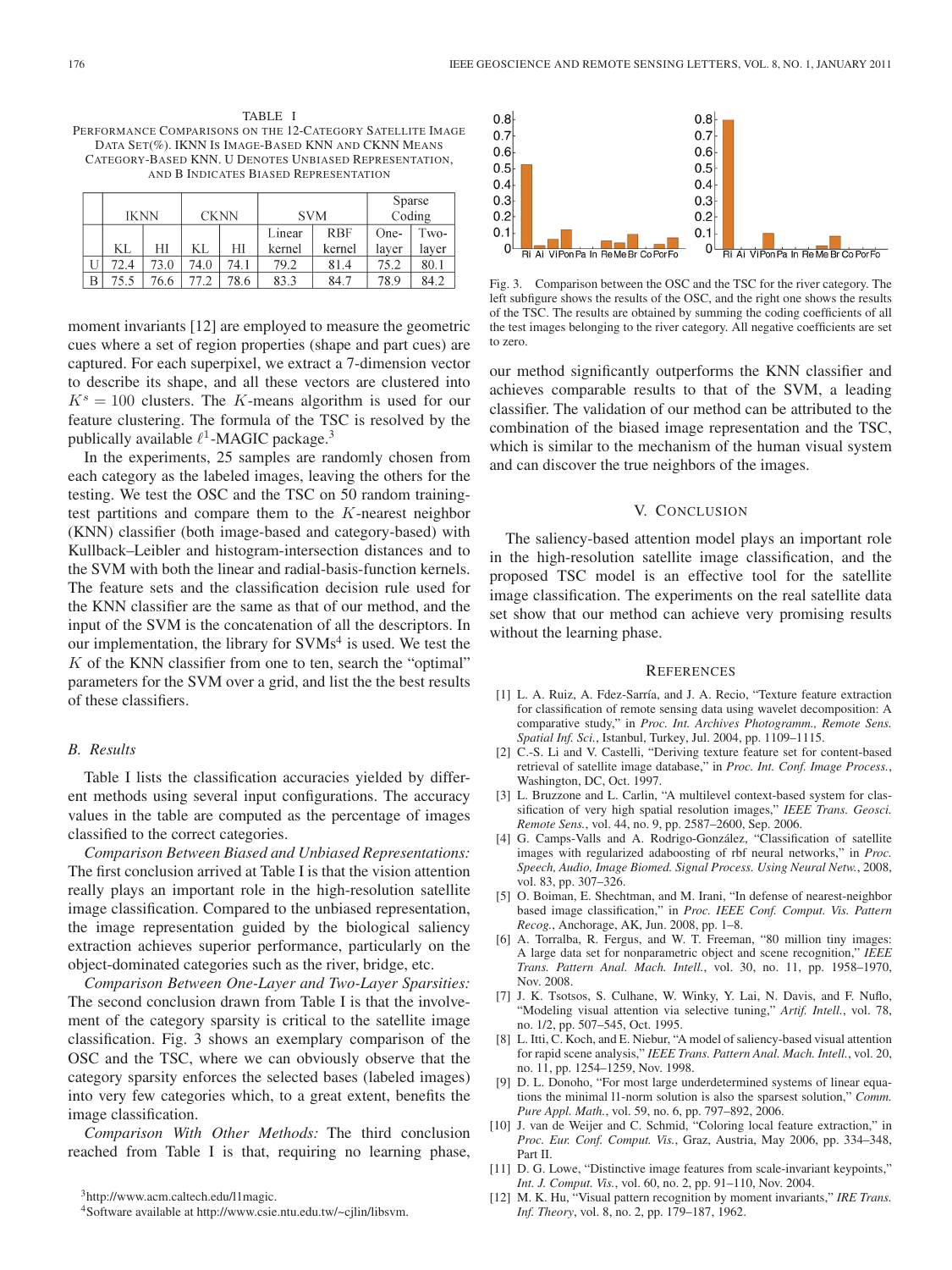TABLE I
PERFORMANCE COMPARISONS ON THE 12-CATEGORY SATELLITE IMAGE DATA SET(%). IKNN IS IMAGE-BASED KNN AND CKNN MEANS CATEGORY-BASED KNN. U DENOTES UNBIASED REPRESENTATION, AND B INDICATES BIASED REPRESENTATION

| | IKNN | | CKNN | | SVM | | Sparse Coding | |
|---|---|---|---|---|---|---|---|---|
| | KL | HI | KL | HI | Linear kernel | RBF kernel | One-layer | Two-layer |
| U | 72.4 | 73.0 | 74.0 | 74.1 | 79.2 | 81.4 | 75.2 | 80.1 |
| B | 75.5 | 76.6 | 77.2 | 78.6 | 83.3 | 84.7 | 78.9 | 84.2 |

moment invariants [12] are employed to measure the geometric cues where a set of region properties (shape and part cues) are captured. For each superpixel, we extract a 7-dimension vector to describe its shape, and all these vectors are clustered into $K^s = 100$ clusters. The $K$-means algorithm is used for our feature clustering. The formula of the TSC is resolved by the publically available $\ell^1$-MAGIC package.[3]

In the experiments, 25 samples are randomly chosen from each category as the labeled images, leaving the others for the testing. We test the OSC and the TSC on 50 random training-test partitions and compare them to the $K$-nearest neighbor (KNN) classifier (both image-based and category-based) with Kullback–Leibler and histogram-intersection distances and to the SVM with both the linear and radial-basis-function kernels. The feature sets and the classification decision rule used for the KNN classifier are the same as that of our method, and the input of the SVM is the concatenation of all the descriptors. In our implementation, the library for SVMs[4] is used. We test the $K$ of the KNN classifier from one to ten, search the "optimal" parameters for the SVM over a grid, and list the the best results of these classifiers.

### B. Results

Table I lists the classification accuracies yielded by different methods using several input configurations. The accuracy values in the table are computed as the percentage of images classified to the correct categories.

*Comparison Between Biased and Unbiased Representations:* The first conclusion arrived at Table I is that the vision attention really plays an important role in the high-resolution satellite image classification. Compared to the unbiased representation, the image representation guided by the biological saliency extraction achieves superior performance, particularly on the object-dominated categories such as the river, bridge, etc.

*Comparison Between One-Layer and Two-Layer Sparsities:* The second conclusion drawn from Table I is that the involvement of the category sparsity is critical to the satellite image classification. Fig. 3 shows an exemplary comparison of the OSC and the TSC, where we can obviously observe that the category sparsity enforces the selected bases (labeled images) into very few categories which, to a great extent, benefits the image classification.

*Comparison With Other Methods:* The third conclusion reached from Table I is that, requiring no learning phase, our method significantly outperforms the KNN classifier and achieves comparable results to that of the SVM, a leading classifier. The validation of our method can be attributed to the combination of the biased image representation and the TSC, which is similar to the mechanism of the human visual system and can discover the true neighbors of the images.

0.8
0.7
0.6
0.5
0.4
0.3
0.2
0.1
0
Ri Ai Vi Pon Pa In Re Me Br Co Por Fo

0.8
0.7
0.6
0.5
0.4
0.3
0.2
0.1
0
Ri Ai Vi Pon Pa In Re Me Br Co Por Fo

Fig. 3. Comparison between the OSC and the TSC for the river category. The left subfigure shows the results of the OSC, and the right one shows the results of the TSC. The results are obtained by summing the coding coefficients of all the test images belonging to the river category. All negative coefficients are set to zero.

## V. CONCLUSION

The saliency-based attention model plays an important role in the high-resolution satellite image classification, and the proposed TSC model is an effective tool for the satellite image classification. The experiments on the real satellite data set show that our method can achieve very promising results without the learning phase.

## REFERENCES

[1] L. A. Ruiz, A. Fdez-Sarría, and J. A. Recio, "Texture feature extraction for classification of remote sensing data using wavelet decomposition: A comparative study," in *Proc. Int. Archives Photogramm., Remote Sens. Spatial Inf. Sci.*, Istanbul, Turkey, Jul. 2004, pp. 1109–1115.

[2] C.-S. Li and V. Castelli, "Deriving texture feature set for content-based retrieval of satellite image database," in *Proc. Int. Conf. Image Process.*, Washington, DC, Oct. 1997.

[3] L. Bruzzone and L. Carlin, "A multilevel context-based system for classification of very high spatial resolution images," *IEEE Trans. Geosci. Remote Sens.*, vol. 44, no. 9, pp. 2587–2600, Sep. 2006.

[4] G. Camps-Valls and A. Rodrigo-González, "Classification of satellite images with regularized adaboosting of rbf neural networks," in *Proc. Speech, Audio, Image Biomed. Signal Process. Using Neural Netw.*, 2008, vol. 83, pp. 307–326.

[5] O. Boiman, E. Shechtman, and M. Irani, "In defense of nearest-neighbor based image classification," in *Proc. IEEE Conf. Comput. Vis. Pattern Recog.*, Anchorage, AK, Jun. 2008, pp. 1–8.

[6] A. Torralba, R. Fergus, and W. T. Freeman, "80 million tiny images: A large data set for nonparametric object and scene recognition," *IEEE Trans. Pattern Anal. Mach. Intell.*, vol. 30, no. 11, pp. 1958–1970, Nov. 2008.

[7] J. K. Tsotsos, S. Culhane, W. Winky, Y. Lai, N. Davis, and F. Nuflo, "Modeling visual attention via selective tuning," *Artif. Intell.*, vol. 78, no. 1/2, pp. 507–545, Oct. 1995.

[8] L. Itti, C. Koch, and E. Niebur, "A model of saliency-based visual attention for rapid scene analysis," *IEEE Trans. Pattern Anal. Mach. Intell.*, vol. 20, no. 11, pp. 1254–1259, Nov. 1998.

[9] D. L. Donoho, "For most large underdetermined systems of linear equations the minimal l1-norm solution is also the sparsest solution," *Comm. Pure Appl. Math.*, vol. 59, no. 6, pp. 797–892, 2006.

[10] J. van de Weijer and C. Schmid, "Coloring local feature extraction," in *Proc. Eur. Conf. Comput. Vis.*, Graz, Austria, May 2006, pp. 334–348, Part II.

[11] D. G. Lowe, "Distinctive image features from scale-invariant keypoints," *Int. J. Comput. Vis.*, vol. 60, no. 2, pp. 91–110, Nov. 2004.

[12] M. K. Hu, "Visual pattern recognition by moment invariants," *IRE Trans. Inf. Theory*, vol. 8, no. 2, pp. 179–187, 1962.

[3] http://www.acm.caltech.edu/l1magic.

[4] Software available at http://www.csie.ntu.edu.tw/~cjlin/libsvm.